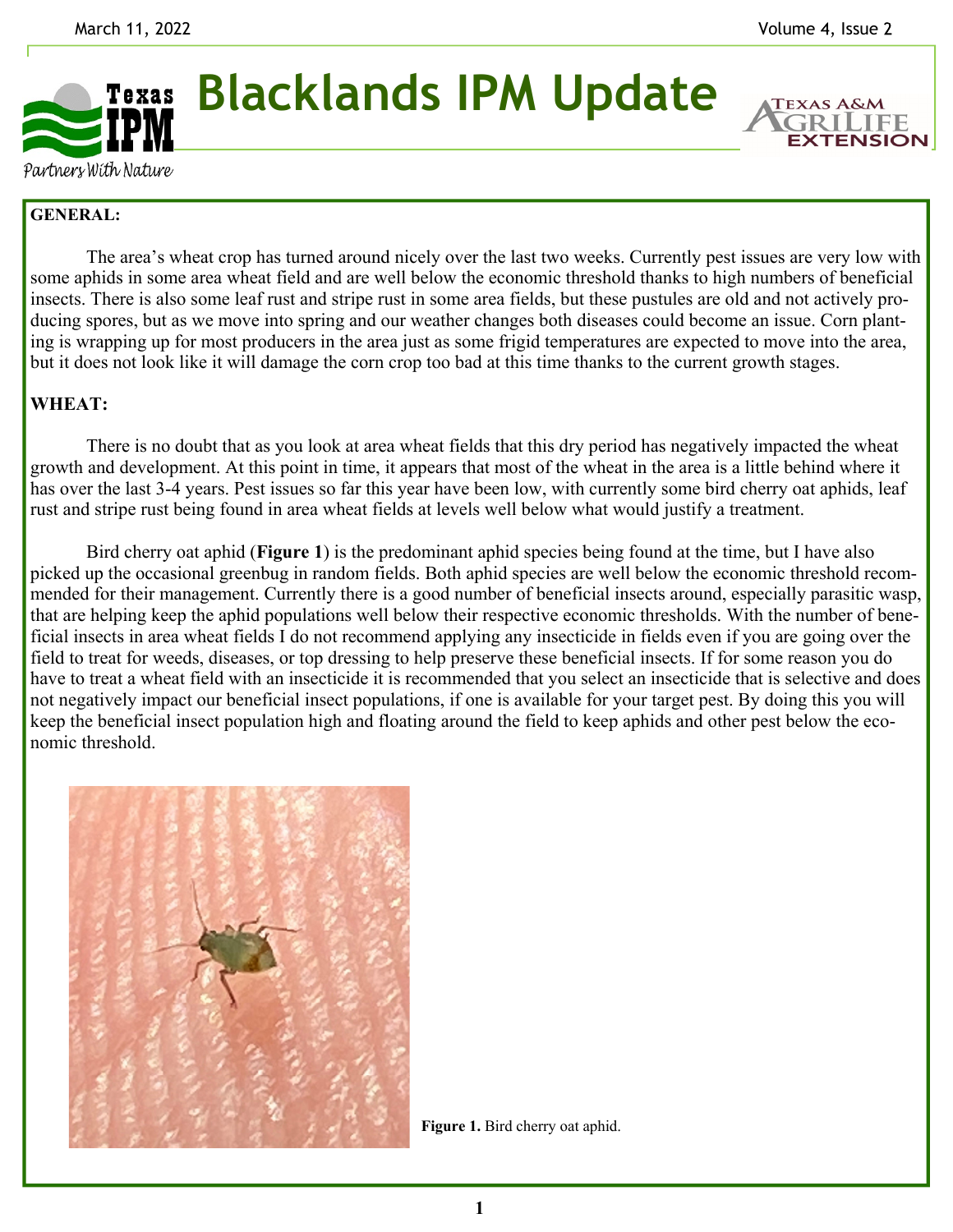# Blacklands IPM Update

March 11, 2022

**GENERAL:**

The area's wheat crop has turned around nicely over the last two weeks. Currently pest issues are very low with some aphids in some area wheat field and are well below the economic threshold thanks to high numbers of beneficial insects. There is also some leaf rust and stripe rust in some area fields, but these pustules are old and not actively producing spores, but as we move into spring and our weather changes both diseases could become an issue. Corn planting is wrapping up for most producers in the area just as some frigid temperatures are expected to move into the area, but it does not look like it will damage the corn crop too bad at this time thanks to the current growth stages.

**WHEAT:**

There is no doubt that as you look at area wheat fields that this dry period has negatively impacted the wheat growth and development. At this point in time, it appears that most of the wheat in the area is a little behind where it has over the last 3-4 years. Pest issues so far this year have been low, with currently some bird cherry oat aphids, leaf rust and stripe rust being found in area wheat fields at levels well below what would justify a treatment.

Bird cherry oat aphid (**Figure 1**) is the predominant aphid species being found at the time, but I have also picked up the occasional greenbug in random fields. Both aphid species are well below the economic threshold recommended for their management. Currently there is a good number of beneficial insects around, especially parasitic wasp, that are helping keep the aphid populations well below their respective economic thresholds. With the number of beneficial insects in area wheat fields I do not recommend applying any insecticide in fields even if you are going over the field to treat for weeds, diseases, or top dressing to help preserve these beneficial insects. If for some reason you do have to treat a wheat field with an insecticide it is recommended that you select an insecticide that is selective and does not negatively impact our beneficial insect populations, if one is available for your target pest. By doing this you will keep the beneficial insect population high and floating around the field to keep aphids and other pest below the economic threshold.

**Figure 1.** Bird cherry oat aphid.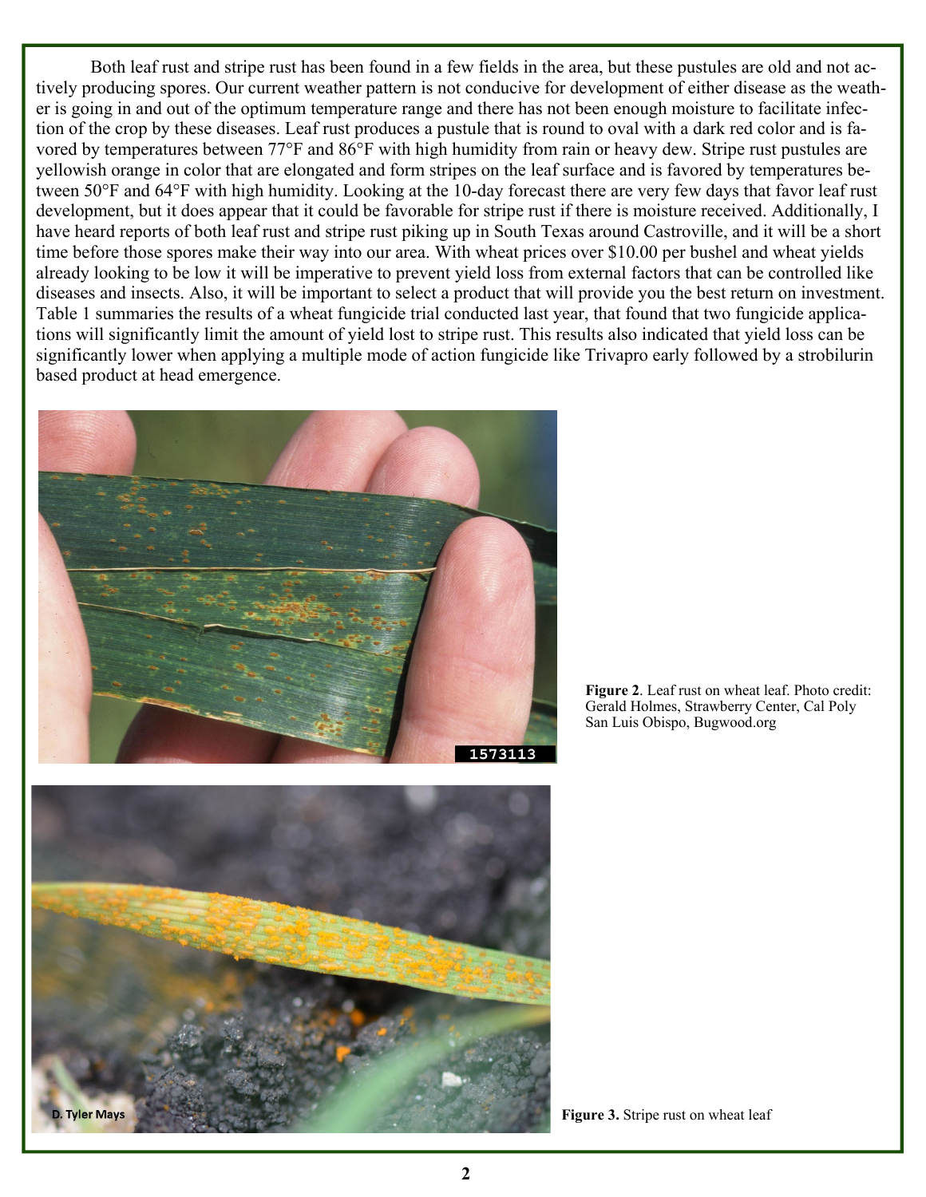Both leaf rust and stripe rust has been found in a few fields in the area, but these pustules are old and not actively producing spores. Our current weather pattern is not conducive for development of either disease as the weather is going in and out of the optimum temperature range and there has not been enough moisture to facilitate infection of the crop by these diseases. Leaf rust produces a pustule that is round to oval with a dark red color and is favored by temperatures between 77°F and 86°F with high humidity from rain or heavy dew. Stripe rust pustules are yellowish orange in color that are elongated and form stripes on the leaf surface and is favored by temperatures between 50°F and 64°F with high humidity. Looking at the 10-day forecast there are very few days that favor leaf rust development, but it does appear that it could be favorable for stripe rust if there is moisture received. Additionally, I have heard reports of both leaf rust and stripe rust piking up in South Texas around Castroville, and it will be a short time before those spores make their way into our area. With wheat prices over $10.00 per bushel and wheat yields already looking to be low it will be imperative to prevent yield loss from external factors that can be controlled like diseases and insects. Also, it will be important to select a product that will provide you the best return on investment. Table 1 summaries the results of a wheat fungicide trial conducted last year, that found that two fungicide applications will significantly limit the amount of yield lost to stripe rust. This results also indicated that yield loss can be significantly lower when applying a multiple mode of action fungicide like Trivapro early followed by a strobilurin based product at head emergence.

**Figure 2**. Leaf rust on wheat leaf. Photo credit: Gerald Holmes, Strawberry Center, Cal Poly San Luis Obispo, Bugwood.org

**Figure 3.** Stripe rust on wheat leaf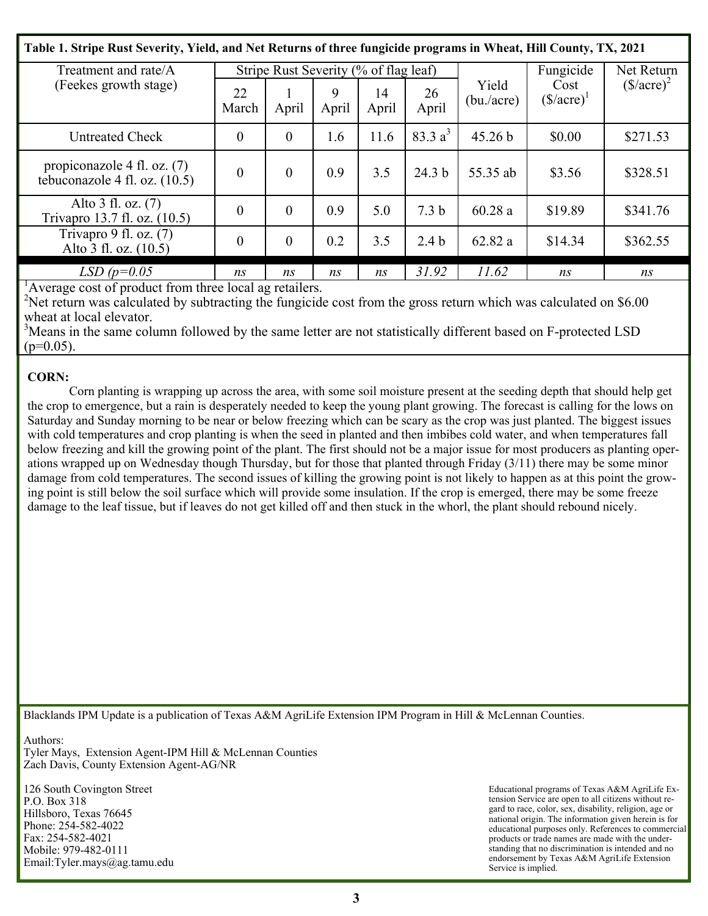**Table 1. Stripe Rust Severity, Yield, and Net Returns of three fungicide programs in Wheat, Hill County, TX, 2021**

| Treatment and rate/A (Feekes growth stage) | Stripe Rust Severity (% of flag leaf) | | | | | Yield (bu./acre) | Fungicide Cost ($/acre)[1] | Net Return ($/acre)[2] |
|---|---|---|---|---|---|---|---|---|
| | 22 March | 1 April | 9 April | 14 April | 26 April | | | |
| Untreated Check | 0 | 0 | 1.6 | 11.6 | 83.3 a[3] | 45.26 b | $0.00 | $271.53 |
| propiconazole 4 fl. oz. (7) tebuconazole 4 fl. oz. (10.5) | 0 | 0 | 0.9 | 3.5 | 24.3 b | 55.35 ab | $3.56 | $328.51 |
| Alto 3 fl. oz. (7) Trivapro 13.7 fl. oz. (10.5) | 0 | 0 | 0.9 | 5.0 | 7.3 b | 60.28 a | $19.89 | $341.76 |
| Trivapro 9 fl. oz. (7) Alto 3 fl. oz. (10.5) | 0 | 0 | 0.2 | 3.5 | 2.4 b | 62.82 a | $14.34 | $362.55 |
| *LSD (p=0.05* | *ns* | *ns* | *ns* | *ns* | *31.92* | *11.62* | *ns* | *ns* |

[1]Average cost of product from three local ag retailers.

[2]Net return was calculated by subtracting the fungicide cost from the gross return which was calculated on $6.00 wheat at local elevator.

[3]Means in the same column followed by the same letter are not statistically different based on F-protected LSD (p=0.05).

**CORN:**

Corn planting is wrapping up across the area, with some soil moisture present at the seeding depth that should help get the crop to emergence, but a rain is desperately needed to keep the young plant growing. The forecast is calling for the lows on Saturday and Sunday morning to be near or below freezing which can be scary as the crop was just planted. The biggest issues with cold temperatures and crop planting is when the seed in planted and then imbibes cold water, and when temperatures fall below freezing and kill the growing point of the plant. The first should not be a major issue for most producers as planting operations wrapped up on Wednesday though Thursday, but for those that planted through Friday (3/11) there may be some minor damage from cold temperatures. The second issues of killing the growing point is not likely to happen as at this point the growing point is still below the soil surface which will provide some insulation. If the crop is emerged, there may be some freeze damage to the leaf tissue, but if leaves do not get killed off and then stuck in the whorl, the plant should rebound nicely.

Blacklands IPM Update is a publication of Texas A&M AgriLife Extension IPM Program in Hill & McLennan Counties.

Authors:
Tyler Mays, Extension Agent-IPM Hill & McLennan Counties
Zach Davis, County Extension Agent-AG/NR

126 South Covington Street
P.O. Box 318
Hillsboro, Texas 76645
Phone: 254-582-4022
Fax: 254-582-4021
Mobile: 979-482-0111
Email:Tyler.mays@ag.tamu.edu

Educational programs of Texas A&M AgriLife Extension Service are open to all citizens without regard to race, color, sex, disability, religion, age or national origin. The information given herein is for educational purposes only. References to commercial products or trade names are made with the understanding that no discrimination is intended and no endorsement by Texas A&M AgriLife Extension Service is implied.